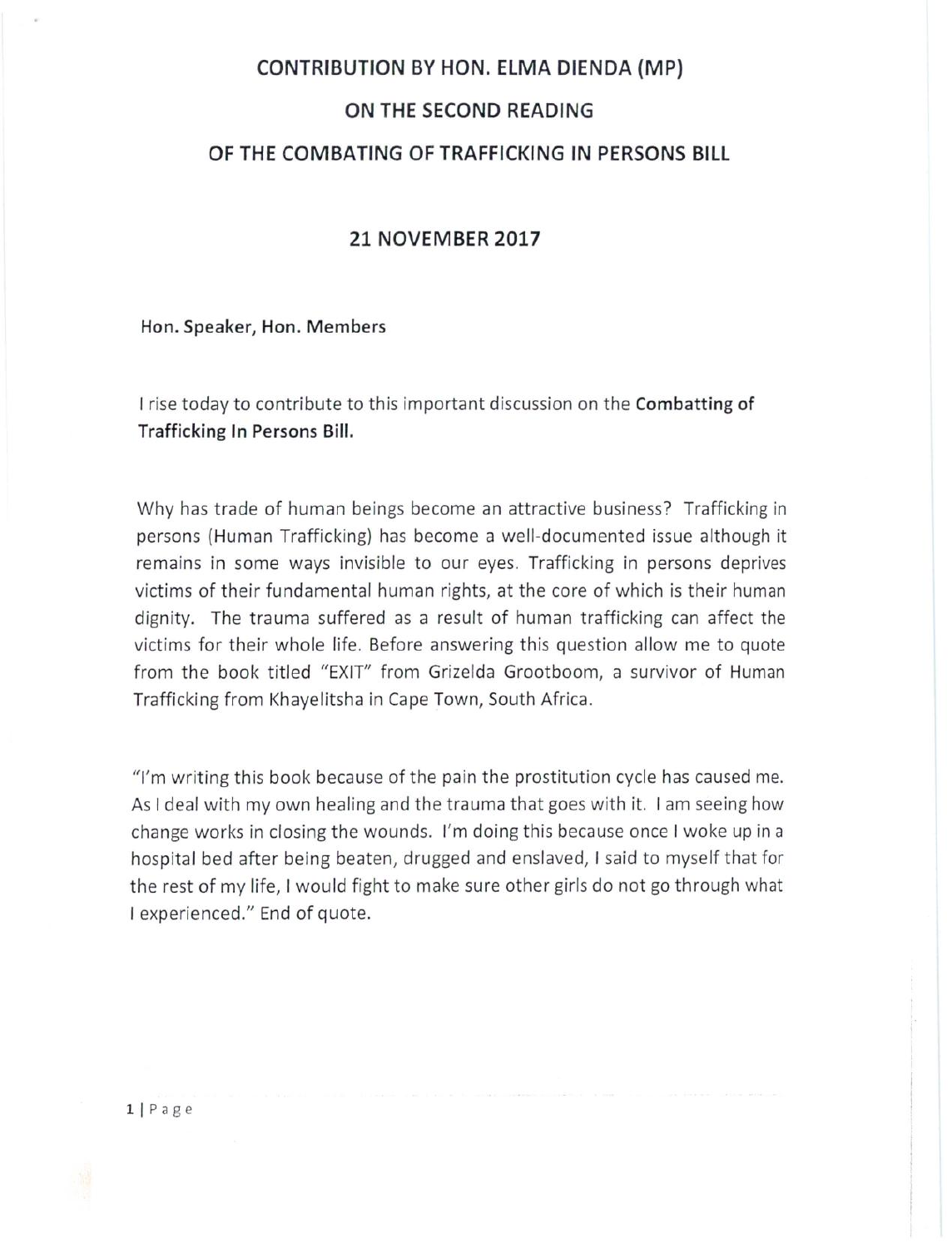# CONTRIBUTION BY HON. ELMA DIENDA (MP)

# ON THE SECOND READING

# OF THE COMBATING OF TRAFFICKING IN PERSONS BILL

## 21 NOVEMBER 2017

**Hon. Speaker, Hon. Members**

I rise today to contribute to this important discussion on the **Combatting of Trafficking In Persons Bill.**

Why has trade of human beings become an attractive business? Trafficking in persons (Human Trafficking) has become a well-documented issue although it remains in some ways invisible to our eyes. Trafficking in persons deprives victims of their fundamental human rights, at the core of which is their human dignity. The trauma suffered as a result of human trafficking can affect the victims for their whole life. Before answering this question allow me to quote from the book titled "EXIT" from Grizelda Grootboom, a survivor of Human Trafficking from Khayelitsha in Cape Town, South Africa.

"I'm writing this book because of the pain the prostitution cycle has caused me. As I deal with my own healing and the trauma that goes with it. I am seeing how change works in closing the wounds. I'm doing this because once I woke up in a hospital bed after being beaten, drugged and enslaved, I said to myself that for the rest of my life, I would fight to make sure other girls do not go through what I experienced." End of quote.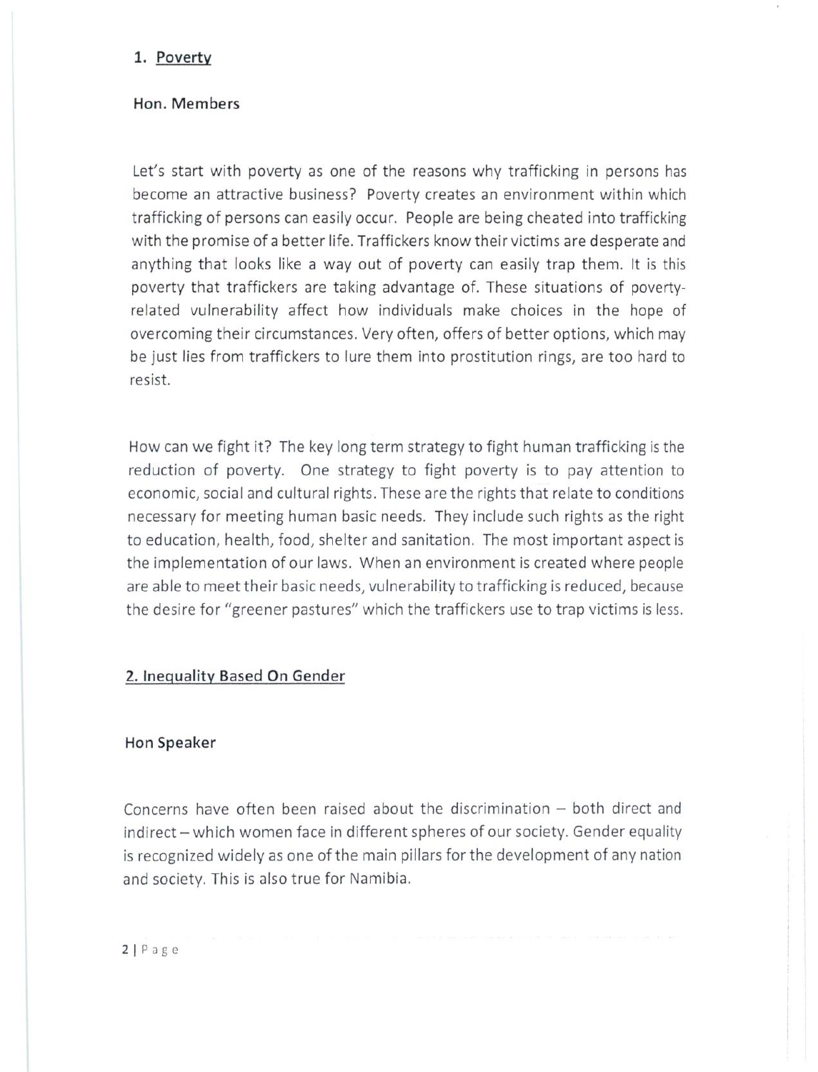## 1. <u>Poverty</u>

**Hon. Members**

Let's start with poverty as one of the reasons why trafficking in persons has become an attractive business? Poverty creates an environment within which trafficking of persons can easily occur. People are being cheated into trafficking with the promise of a better life. Traffickers know their victims are desperate and anything that looks like a way out of poverty can easily trap them. It is this poverty that traffickers are taking advantage of. These situations of poverty-related vulnerability affect how individuals make choices in the hope of overcoming their circumstances. Very often, offers of better options, which may be just lies from traffickers to lure them into prostitution rings, are too hard to resist.

How can we fight it? The key long term strategy to fight human trafficking is the reduction of poverty. One strategy to fight poverty is to pay attention to economic, social and cultural rights. These are the rights that relate to conditions necessary for meeting human basic needs. They include such rights as the right to education, health, food, shelter and sanitation. The most important aspect is the implementation of our laws. When an environment is created where people are able to meet their basic needs, vulnerability to trafficking is reduced, because the desire for "greener pastures" which the traffickers use to trap victims is less.

## <u>2. Inequality Based On Gender</u>

**Hon Speaker**

Concerns have often been raised about the discrimination – both direct and indirect – which women face in different spheres of our society. Gender equality is recognized widely as one of the main pillars for the development of any nation and society. This is also true for Namibia.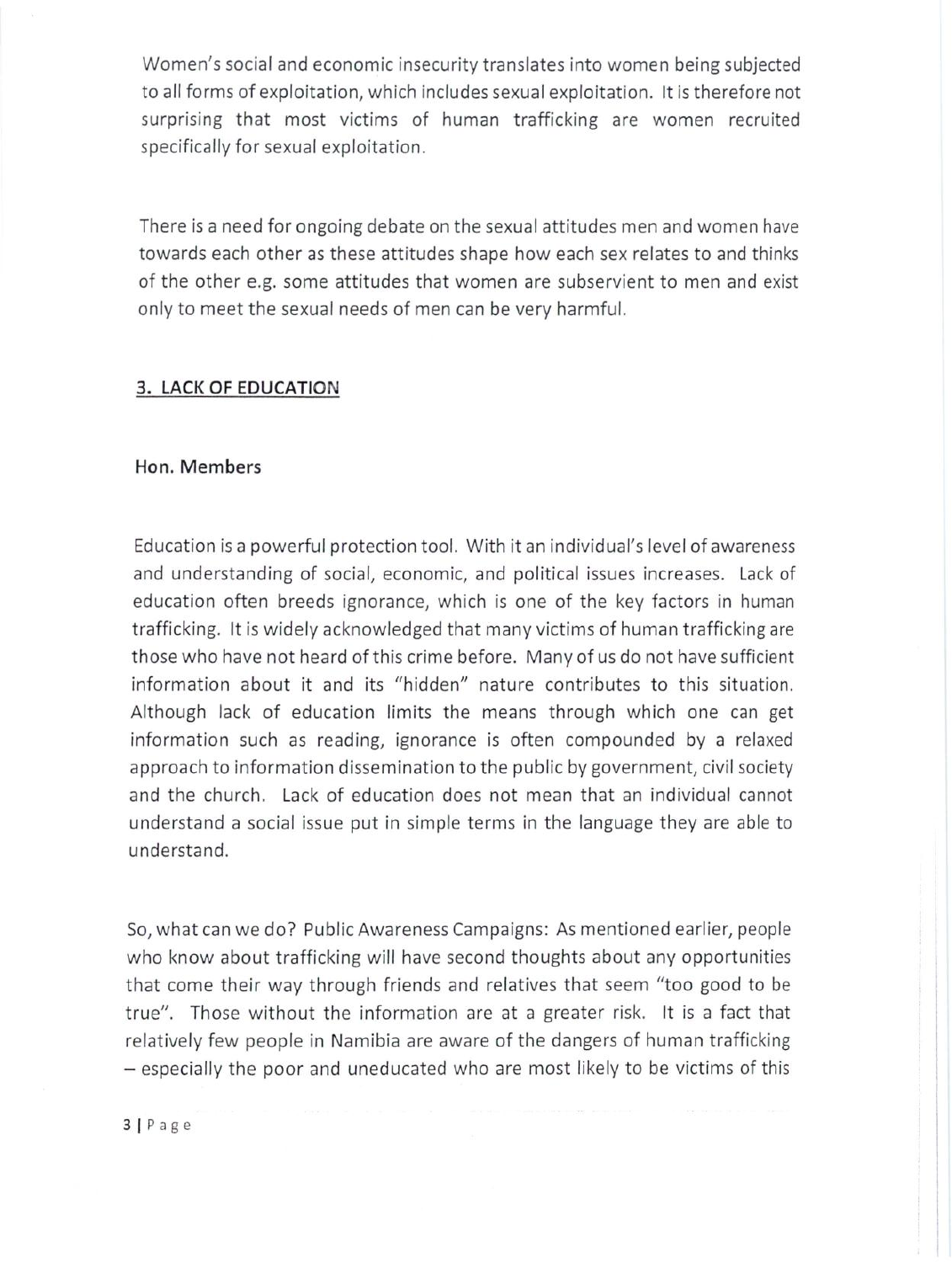Women's social and economic insecurity translates into women being subjected to all forms of exploitation, which includes sexual exploitation. It is therefore not surprising that most victims of human trafficking are women recruited specifically for sexual exploitation.

There is a need for ongoing debate on the sexual attitudes men and women have towards each other as these attitudes shape how each sex relates to and thinks of the other e.g. some attitudes that women are subservient to men and exist only to meet the sexual needs of men can be very harmful.

## 3. LACK OF EDUCATION

**Hon. Members**

Education is a powerful protection tool. With it an individual's level of awareness and understanding of social, economic, and political issues increases. Lack of education often breeds ignorance, which is one of the key factors in human trafficking. It is widely acknowledged that many victims of human trafficking are those who have not heard of this crime before. Many of us do not have sufficient information about it and its "hidden" nature contributes to this situation. Although lack of education limits the means through which one can get information such as reading, ignorance is often compounded by a relaxed approach to information dissemination to the public by government, civil society and the church. Lack of education does not mean that an individual cannot understand a social issue put in simple terms in the language they are able to understand.

So, what can we do? Public Awareness Campaigns: As mentioned earlier, people who know about trafficking will have second thoughts about any opportunities that come their way through friends and relatives that seem "too good to be true". Those without the information are at a greater risk. It is a fact that relatively few people in Namibia are aware of the dangers of human trafficking – especially the poor and uneducated who are most likely to be victims of this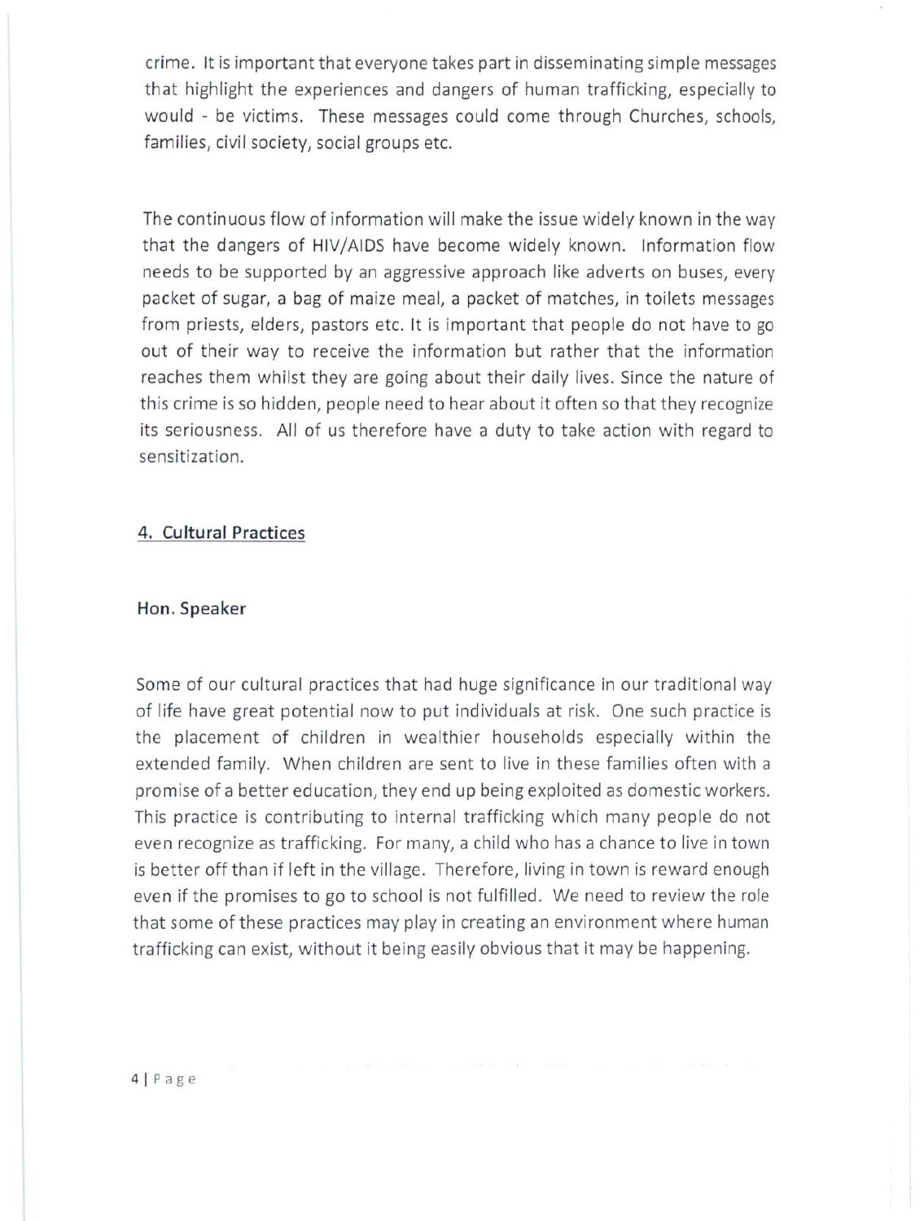crime. It is important that everyone takes part in disseminating simple messages that highlight the experiences and dangers of human trafficking, especially to would - be victims. These messages could come through Churches, schools, families, civil society, social groups etc.

The continuous flow of information will make the issue widely known in the way that the dangers of HIV/AIDS have become widely known. Information flow needs to be supported by an aggressive approach like adverts on buses, every packet of sugar, a bag of maize meal, a packet of matches, in toilets messages from priests, elders, pastors etc. It is important that people do not have to go out of their way to receive the information but rather that the information reaches them whilst they are going about their daily lives. Since the nature of this crime is so hidden, people need to hear about it often so that they recognize its seriousness. All of us therefore have a duty to take action with regard to sensitization.

## 4. Cultural Practices

**Hon. Speaker**

Some of our cultural practices that had huge significance in our traditional way of life have great potential now to put individuals at risk. One such practice is the placement of children in wealthier households especially within the extended family. When children are sent to live in these families often with a promise of a better education, they end up being exploited as domestic workers. This practice is contributing to internal trafficking which many people do not even recognize as trafficking. For many, a child who has a chance to live in town is better off than if left in the village. Therefore, living in town is reward enough even if the promises to go to school is not fulfilled. We need to review the role that some of these practices may play in creating an environment where human trafficking can exist, without it being easily obvious that it may be happening.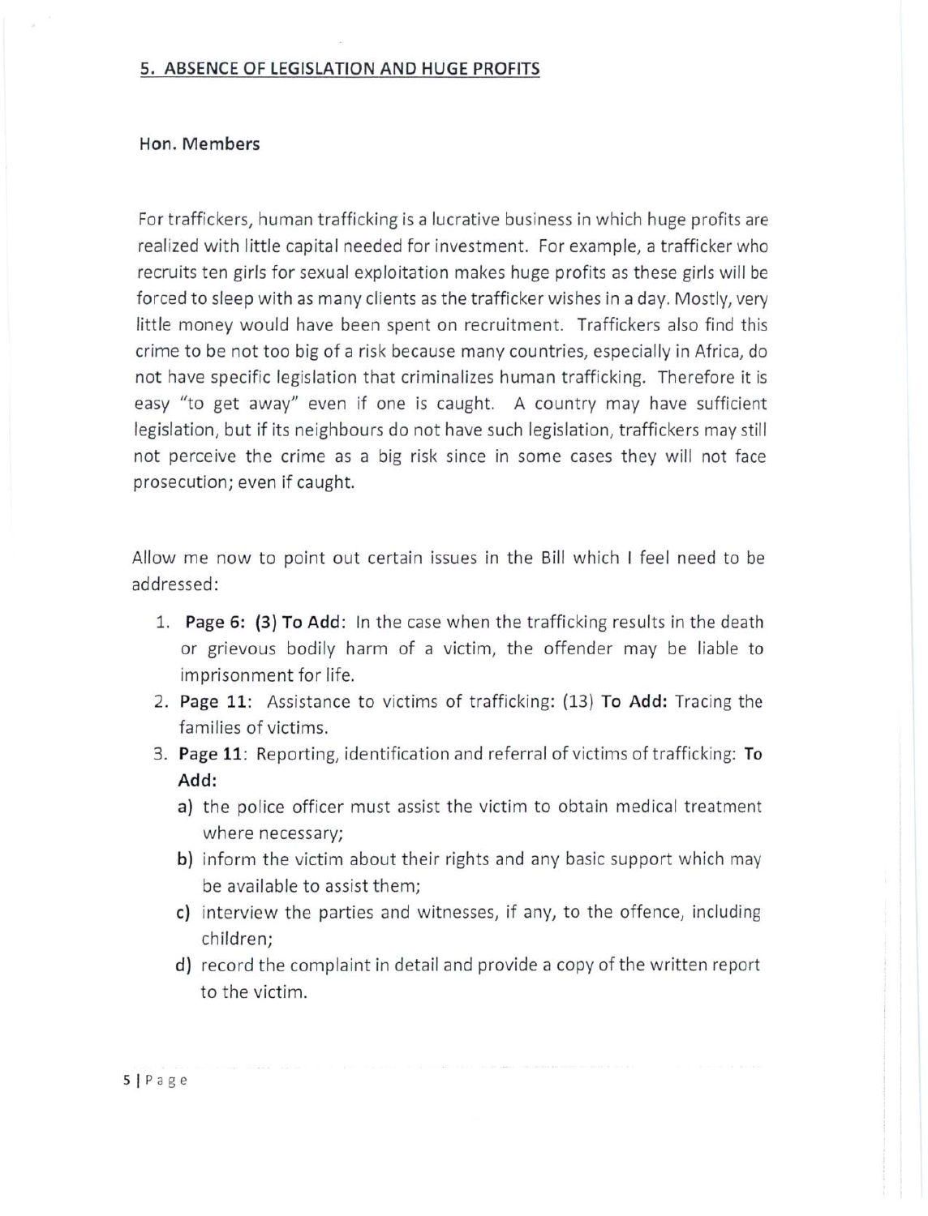## 5. ABSENCE OF LEGISLATION AND HUGE PROFITS

**Hon. Members**

For traffickers, human trafficking is a lucrative business in which huge profits are realized with little capital needed for investment. For example, a trafficker who recruits ten girls for sexual exploitation makes huge profits as these girls will be forced to sleep with as many clients as the trafficker wishes in a day. Mostly, very little money would have been spent on recruitment. Traffickers also find this crime to be not too big of a risk because many countries, especially in Africa, do not have specific legislation that criminalizes human trafficking. Therefore it is easy "to get away" even if one is caught. A country may have sufficient legislation, but if its neighbours do not have such legislation, traffickers may still not perceive the crime as a big risk since in some cases they will not face prosecution; even if caught.

Allow me now to point out certain issues in the Bill which I feel need to be addressed:

1. **Page 6: (3) To Add**: In the case when the trafficking results in the death or grievous bodily harm of a victim, the offender may be liable to imprisonment for life.
2. **Page 11**: Assistance to victims of trafficking: (13) **To Add:** Tracing the families of victims.
3. **Page 11**: Reporting, identification and referral of victims of trafficking: **To Add:**
   a) the police officer must assist the victim to obtain medical treatment where necessary;
   b) inform the victim about their rights and any basic support which may be available to assist them;
   c) interview the parties and witnesses, if any, to the offence, including children;
   d) record the complaint in detail and provide a copy of the written report to the victim.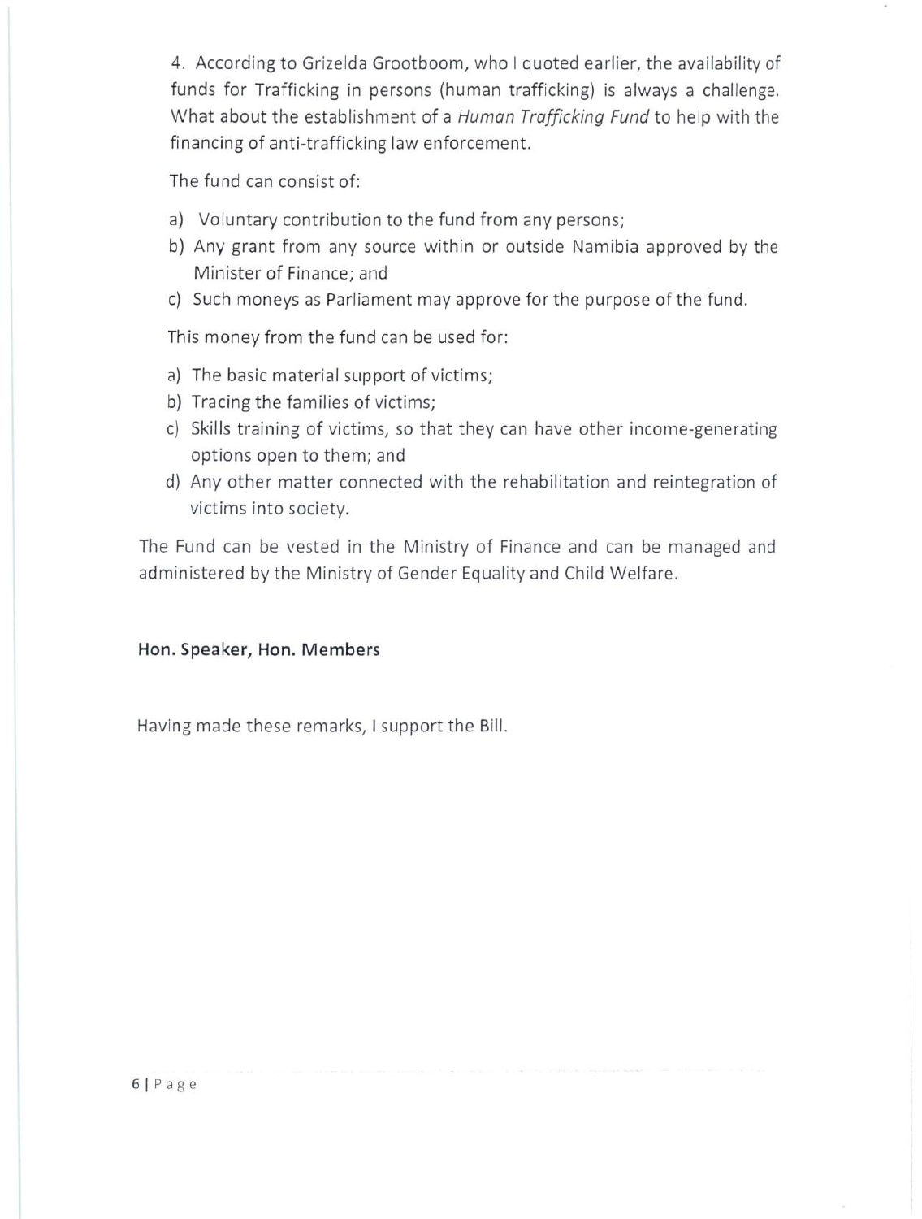4. According to Grizelda Grootboom, who I quoted earlier, the availability of funds for Trafficking in persons (human trafficking) is always a challenge. What about the establishment of a *Human Trafficking Fund* to help with the financing of anti-trafficking law enforcement.

The fund can consist of:

a) Voluntary contribution to the fund from any persons;
b) Any grant from any source within or outside Namibia approved by the Minister of Finance; and
c) Such moneys as Parliament may approve for the purpose of the fund.

This money from the fund can be used for:

a) The basic material support of victims;
b) Tracing the families of victims;
c) Skills training of victims, so that they can have other income-generating options open to them; and
d) Any other matter connected with the rehabilitation and reintegration of victims into society.

The Fund can be vested in the Ministry of Finance and can be managed and administered by the Ministry of Gender Equality and Child Welfare.

**Hon. Speaker, Hon. Members**

Having made these remarks, I support the Bill.